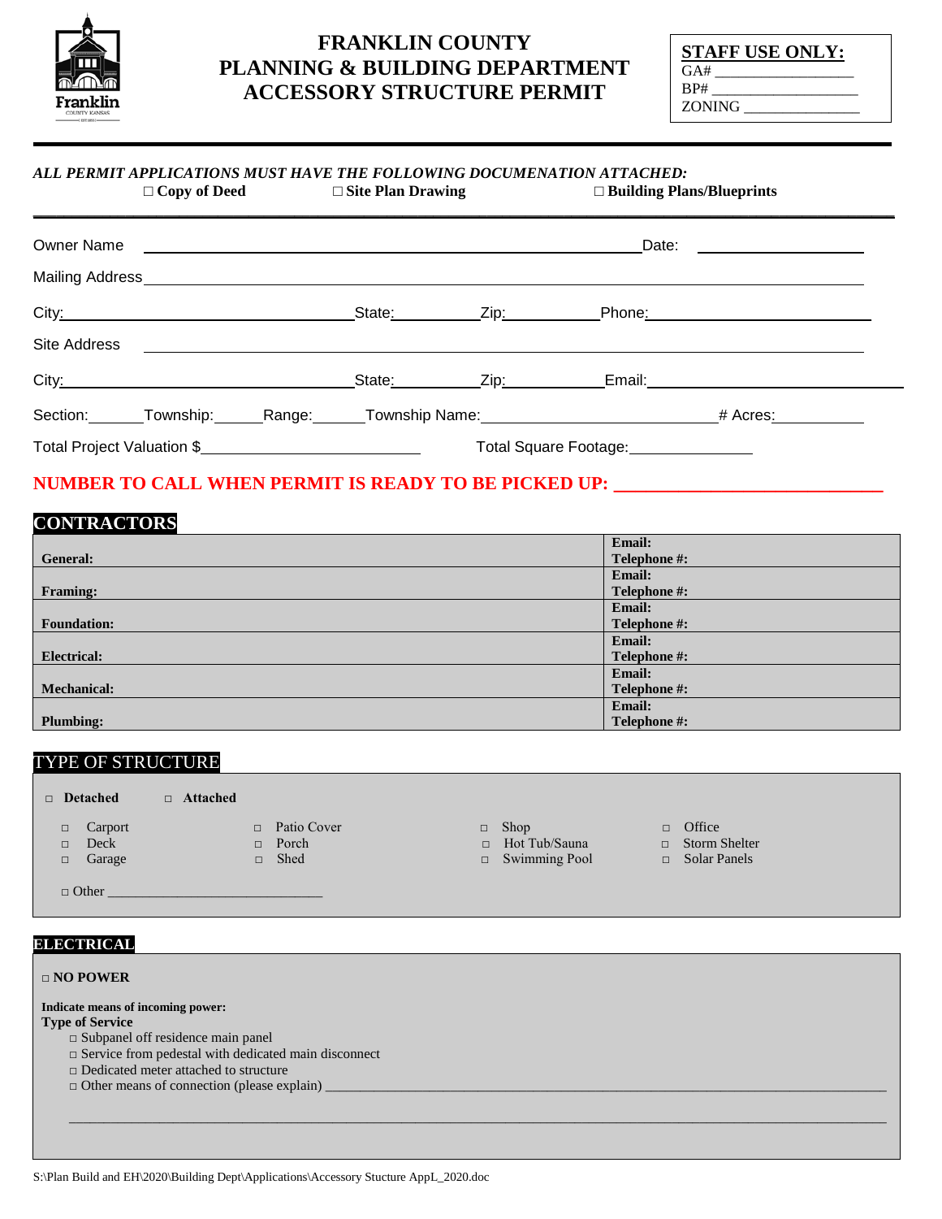# FRANKLIN COUNTY
# PLANNING & BUILDING DEPARTMENT
# ACCESSORY STRUCTURE PERMIT

**STAFF USE ONLY:**
GA# ___________________
BP# ___________________
ZONING ________________

***ALL PERMIT APPLICATIONS MUST HAVE THE FOLLOWING DOCUMENATION ATTACHED:***

☐ **Copy of Deed** ☐ **Site Plan Drawing** ☐ **Building Plans/Blueprints**

---

Owner Name ________________________________________________ Date: ________________

Mailing Address ____________________________________________________________________

City: ____________________________ State: __________ Zip: __________ Phone: ____________________

Site Address _______________________________________________________________________

City: ____________________________ State: __________ Zip: __________ Email: ____________________

Section: ______ Township: ______ Range: ______ Township Name: ________________________ # Acres: __________

Total Project Valuation $______________________ Total Square Footage: ______________

**NUMBER TO CALL WHEN PERMIT IS READY TO BE PICKED UP: ___________________________**

## CONTRACTORS

| | |
|---|---|
| **General:** | **Email:**<br>**Telephone #:** |
| **Framing:** | **Email:**<br>**Telephone #:** |
| **Foundation:** | **Email:**<br>**Telephone #:** |
| **Electrical:** | **Email:**<br>**Telephone #:** |
| **Mechanical:** | **Email:**<br>**Telephone #:** |
| **Plumbing:** | **Email:**<br>**Telephone #:** |

## TYPE OF STRUCTURE

□ **Detached** □ **Attached**

- □ Carport
- □ Deck
- □ Garage
- □ Patio Cover
- □ Porch
- □ Shed
- □ Shop
- □ Hot Tub/Sauna
- □ Swimming Pool
- □ Office
- □ Storm Shelter
- □ Solar Panels

□ Other ______________________________

## ELECTRICAL

□ **NO POWER**

**Indicate means of incoming power:**
**Type of Service**

- □ Subpanel off residence main panel
- □ Service from pedestal with dedicated main disconnect
- □ Dedicated meter attached to structure
- □ Other means of connection (please explain) ________________________________________________

_____________________________________________________________________________________

S:\Plan Build and EH\2020\Building Dept\Applications\Accessory Stucture AppL_2020.doc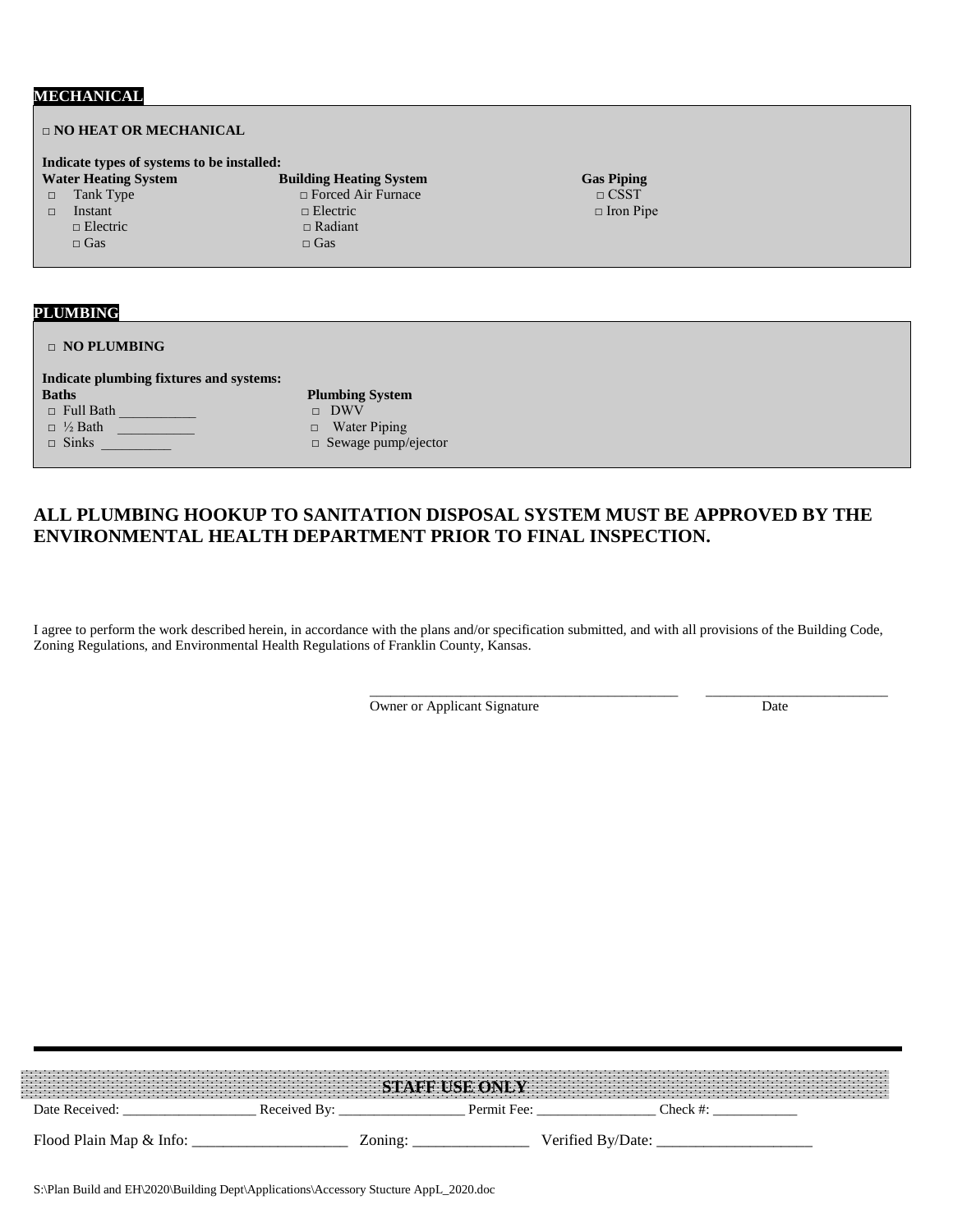## MECHANICAL

□ **NO HEAT OR MECHANICAL**

**Indicate types of systems to be installed:**

| Water Heating System | Building Heating System | Gas Piping |
|---|---|---|
| □ Tank Type | □ Forced Air Furnace | □ CSST |
| □ Instant | □ Electric | □ Iron Pipe |
| □ Electric | □ Radiant | |
| □ Gas | □ Gas | |

## PLUMBING

□ **NO PLUMBING**

**Indicate plumbing fixtures and systems:**

| Baths | Plumbing System |
|---|---|
| □ Full Bath ___________ | □ DWV |
| □ ½ Bath ___________ | □ Water Piping |
| □ Sinks __________ | □ Sewage pump/ejector |

**ALL PLUMBING HOOKUP TO SANITATION DISPOSAL SYSTEM MUST BE APPROVED BY THE ENVIRONMENTAL HEALTH DEPARTMENT PRIOR TO FINAL INSPECTION.**

I agree to perform the work described herein, in accordance with the plans and/or specification submitted, and with all provisions of the Building Code, Zoning Regulations, and Environmental Health Regulations of Franklin County, Kansas.

_____________________________________________ __________________________

Owner or Applicant Signature Date

**STAFF USE ONLY**

Date Received: ___________________ Received By: _________________ Permit Fee: ________________ Check #: ___________

Flood Plain Map & Info: ____________________ Zoning: _______________ Verified By/Date: ____________________

S:\Plan Build and EH\2020\Building Dept\Applications\Accessory Stucture AppL_2020.doc